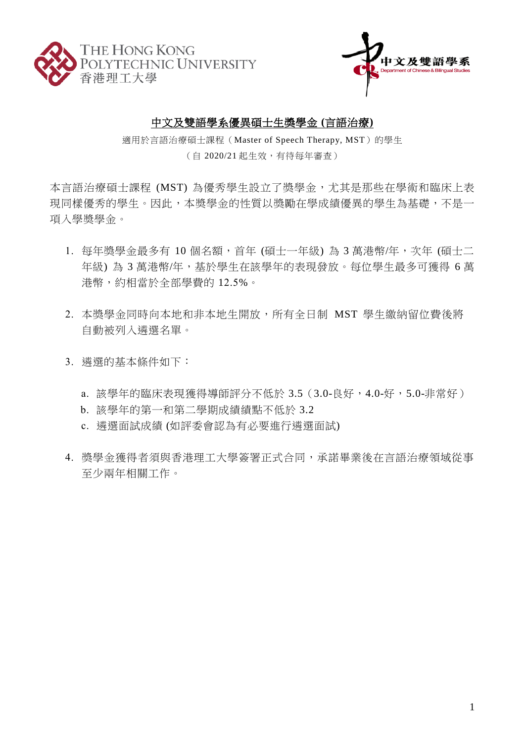THE HONG KONG POLYTECHNIC UNIVERSITY
香港理工大學

中文及雙語學系
Department of Chinese & Bilingual Studies

# 中文及雙語學系優異碩士生獎學金 (言語治療)

適用於言語治療碩士課程（Master of Speech Therapy, MST）的學生

（自 2020/21 起生效，有待每年審查）

本言語治療碩士課程 (MST) 為優秀學生設立了獎學金，尤其是那些在學術和臨床上表現同樣優秀的學生。因此，本獎學金的性質以獎勵在學成績優異的學生為基礎，不是一項入學獎學金。

1. 每年獎學金最多有 10 個名額，首年 (碩士一年級) 為 3 萬港幣/年，次年 (碩士二年級) 為 3 萬港幣/年，基於學生在該學年的表現發放。每位學生最多可獲得 6 萬港幣，約相當於全部學費的 12.5%。

2. 本獎學金同時向本地和非本地生開放，所有全日制 MST 學生繳納留位費後將自動被列入遴選名單。

3. 遴選的基本條件如下：

   a. 該學年的臨床表現獲得導師評分不低於 3.5（3.0-良好，4.0-好，5.0-非常好）
   b. 該學年的第一和第二學期成績績點不低於 3.2
   c. 遴選面試成績 (如評委會認為有必要進行遴選面試)

4. 獎學金獲得者須與香港理工大學簽署正式合同，承諾畢業後在言語治療領域從事至少兩年相關工作。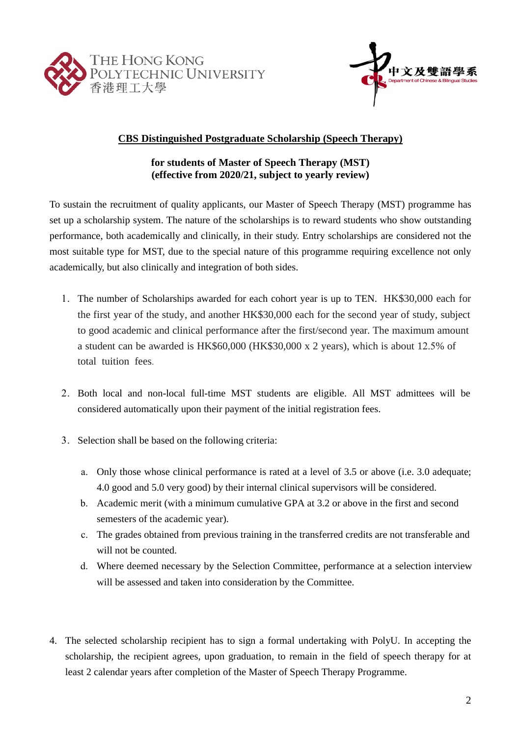## CBS Distinguished Postgraduate Scholarship (Speech Therapy)

**for students of Master of Speech Therapy (MST)**
**(effective from 2020/21, subject to yearly review)**

To sustain the recruitment of quality applicants, our Master of Speech Therapy (MST) programme has set up a scholarship system. The nature of the scholarships is to reward students who show outstanding performance, both academically and clinically, in their study. Entry scholarships are considered not the most suitable type for MST, due to the special nature of this programme requiring excellence not only academically, but also clinically and integration of both sides.

1. The number of Scholarships awarded for each cohort year is up to TEN. HK$30,000 each for the first year of the study, and another HK$30,000 each for the second year of study, subject to good academic and clinical performance after the first/second year. The maximum amount a student can be awarded is HK$60,000 (HK$30,000 x 2 years), which is about 12.5% of total tuition fees.

2. Both local and non-local full-time MST students are eligible. All MST admittees will be considered automatically upon their payment of the initial registration fees.

3. Selection shall be based on the following criteria:

   a. Only those whose clinical performance is rated at a level of 3.5 or above (i.e. 3.0 adequate; 4.0 good and 5.0 very good) by their internal clinical supervisors will be considered.
   b. Academic merit (with a minimum cumulative GPA at 3.2 or above in the first and second semesters of the academic year).
   c. The grades obtained from previous training in the transferred credits are not transferable and will not be counted.
   d. Where deemed necessary by the Selection Committee, performance at a selection interview will be assessed and taken into consideration by the Committee.

4. The selected scholarship recipient has to sign a formal undertaking with PolyU. In accepting the scholarship, the recipient agrees, upon graduation, to remain in the field of speech therapy for at least 2 calendar years after completion of the Master of Speech Therapy Programme.